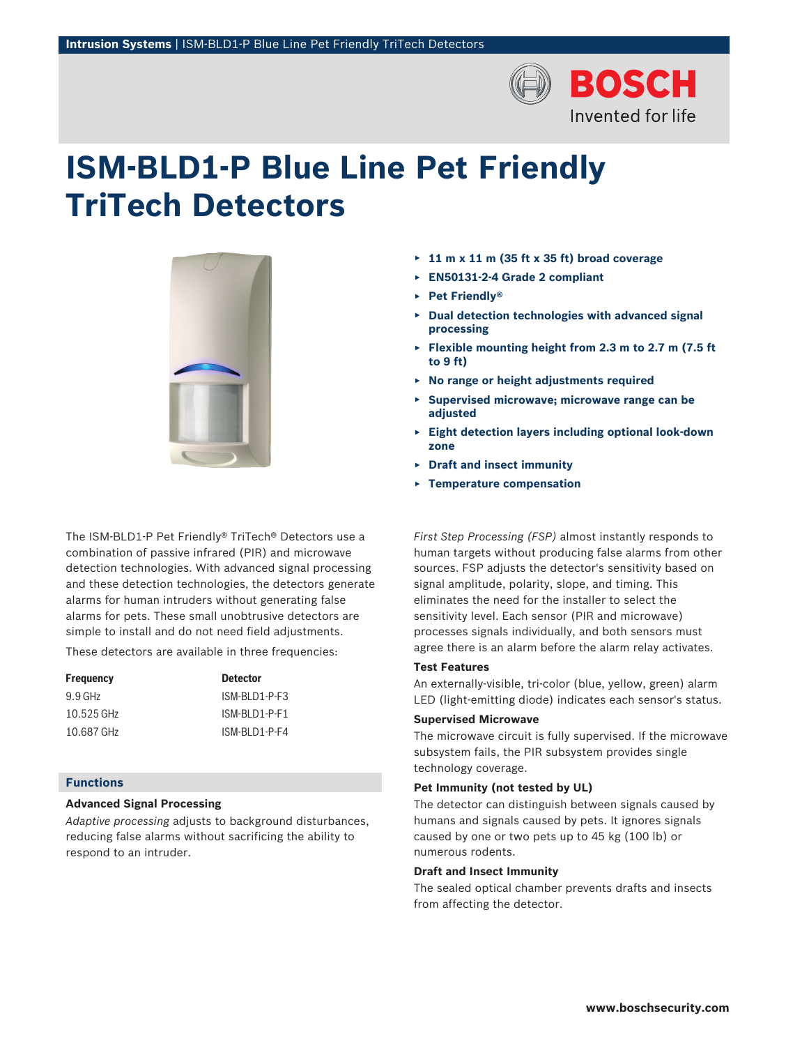# ISM-BLD1-P Blue Line Pet Friendly TriTech Detectors

- **11 m x 11 m (35 ft x 35 ft) broad coverage**
- **EN50131-2-4 Grade 2 compliant**
- **Pet Friendly®**
- **Dual detection technologies with advanced signal processing**
- **Flexible mounting height from 2.3 m to 2.7 m (7.5 ft to 9 ft)**
- **No range or height adjustments required**
- **Supervised microwave; microwave range can be adjusted**
- **Eight detection layers including optional look-down zone**
- **Draft and insect immunity**
- **Temperature compensation**

The ISM-BLD1-P Pet Friendly® TriTech® Detectors use a combination of passive infrared (PIR) and microwave detection technologies. With advanced signal processing and these detection technologies, the detectors generate alarms for human intruders without generating false alarms for pets. These small unobtrusive detectors are simple to install and do not need field adjustments.

These detectors are available in three frequencies:

| Frequency | Detector |
| --- | --- |
| 9.9 GHz | ISM-BLD1-P-F3 |
| 10.525 GHz | ISM-BLD1-P-F1 |
| 10.687 GHz | ISM-BLD1-P-F4 |

## Functions

### Advanced Signal Processing

*Adaptive processing* adjusts to background disturbances, reducing false alarms without sacrificing the ability to respond to an intruder.

*First Step Processing (FSP)* almost instantly responds to human targets without producing false alarms from other sources. FSP adjusts the detector's sensitivity based on signal amplitude, polarity, slope, and timing. This eliminates the need for the installer to select the sensitivity level. Each sensor (PIR and microwave) processes signals individually, and both sensors must agree there is an alarm before the alarm relay activates.

### Test Features

An externally-visible, tri-color (blue, yellow, green) alarm LED (light-emitting diode) indicates each sensor's status.

### Supervised Microwave

The microwave circuit is fully supervised. If the microwave subsystem fails, the PIR subsystem provides single technology coverage.

### Pet Immunity (not tested by UL)

The detector can distinguish between signals caused by humans and signals caused by pets. It ignores signals caused by one or two pets up to 45 kg (100 lb) or numerous rodents.

### Draft and Insect Immunity

The sealed optical chamber prevents drafts and insects from affecting the detector.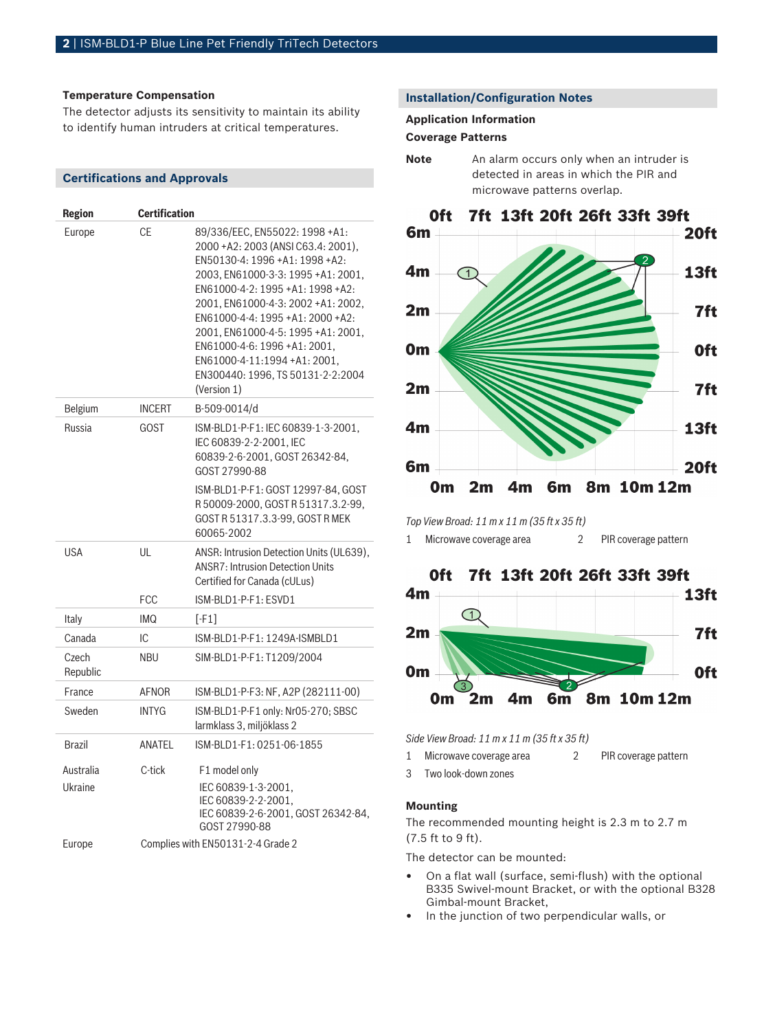### Temperature Compensation

The detector adjusts its sensitivity to maintain its ability to identify human intruders at critical temperatures.

## Certifications and Approvals

| Region | Certification | |
|---|---|---|
| Europe | CE | 89/336/EEC, EN55022: 1998 +A1: 2000 +A2: 2003 (ANSI C63.4: 2001), EN50130-4: 1996 +A1: 1998 +A2: 2003, EN61000-3-3: 1995 +A1: 2001, EN61000-4-2: 1995 +A1: 1998 +A2: 2001, EN61000-4-3: 2002 +A1: 2002, EN61000-4-4: 1995 +A1: 2000 +A2: 2001, EN61000-4-5: 1995 +A1: 2001, EN61000-4-6: 1996 +A1: 2001, EN61000-4-11:1994 +A1: 2001, EN300440: 1996, TS 50131-2-2:2004 (Version 1) |
| Belgium | INCERT | B-509-0014/d |
| Russia | GOST | ISM-BLD1-P-F1: IEC 60839-1-3-2001, IEC 60839-2-2-2001, IEC 60839-2-6-2001, GOST 26342-84, GOST 27990-88 |
| | | ISM-BLD1-P-F1: GOST 12997-84, GOST R 50009-2000, GOST R 51317.3.2-99, GOST R 51317.3.3-99, GOST R MEK 60065-2002 |
| USA | UL | ANSR: Intrusion Detection Units (UL639), ANSR7: Intrusion Detection Units Certified for Canada (cULus) |
| | FCC | ISM-BLD1-P-F1: ESVD1 |
| Italy | IMQ | [-F1] |
| Canada | IC | ISM-BLD1-P-F1: 1249A-ISMBLD1 |
| Czech Republic | NBU | SIM-BLD1-P-F1: T1209/2004 |
| France | AFNOR | ISM-BLD1-P-F3: NF, A2P (282111-00) |
| Sweden | INTYG | ISM-BLD1-P-F1 only: Nr05-270; SBSC larmklass 3, miljöklass 2 |
| Brazil | ANATEL | ISM-BLD1-F1: 0251-06-1855 |
| Australia | C-tick | F1 model only |
| Ukraine | | IEC 60839-1-3-2001, IEC 60839-2-2-2001, IEC 60839-2-6-2001, GOST 26342-84, GOST 27990-88 |
| Europe | Complies with EN50131-2-4 Grade 2 | |

## Installation/Configuration Notes

### Application Information

### Coverage Patterns

**Note** An alarm occurs only when an intruder is detected in areas in which the PIR and microwave patterns overlap.

*Top View Broad: 11 m x 11 m (35 ft x 35 ft)*

1 Microwave coverage area 2 PIR coverage pattern

*Side View Broad: 11 m x 11 m (35 ft x 35 ft)*

1 Microwave coverage area 2 PIR coverage pattern

3 Two look-down zones

### Mounting

The recommended mounting height is 2.3 m to 2.7 m (7.5 ft to 9 ft).

The detector can be mounted:

- On a flat wall (surface, semi-flush) with the optional B335 Swivel-mount Bracket, or with the optional B328 Gimbal-mount Bracket,
- In the junction of two perpendicular walls, or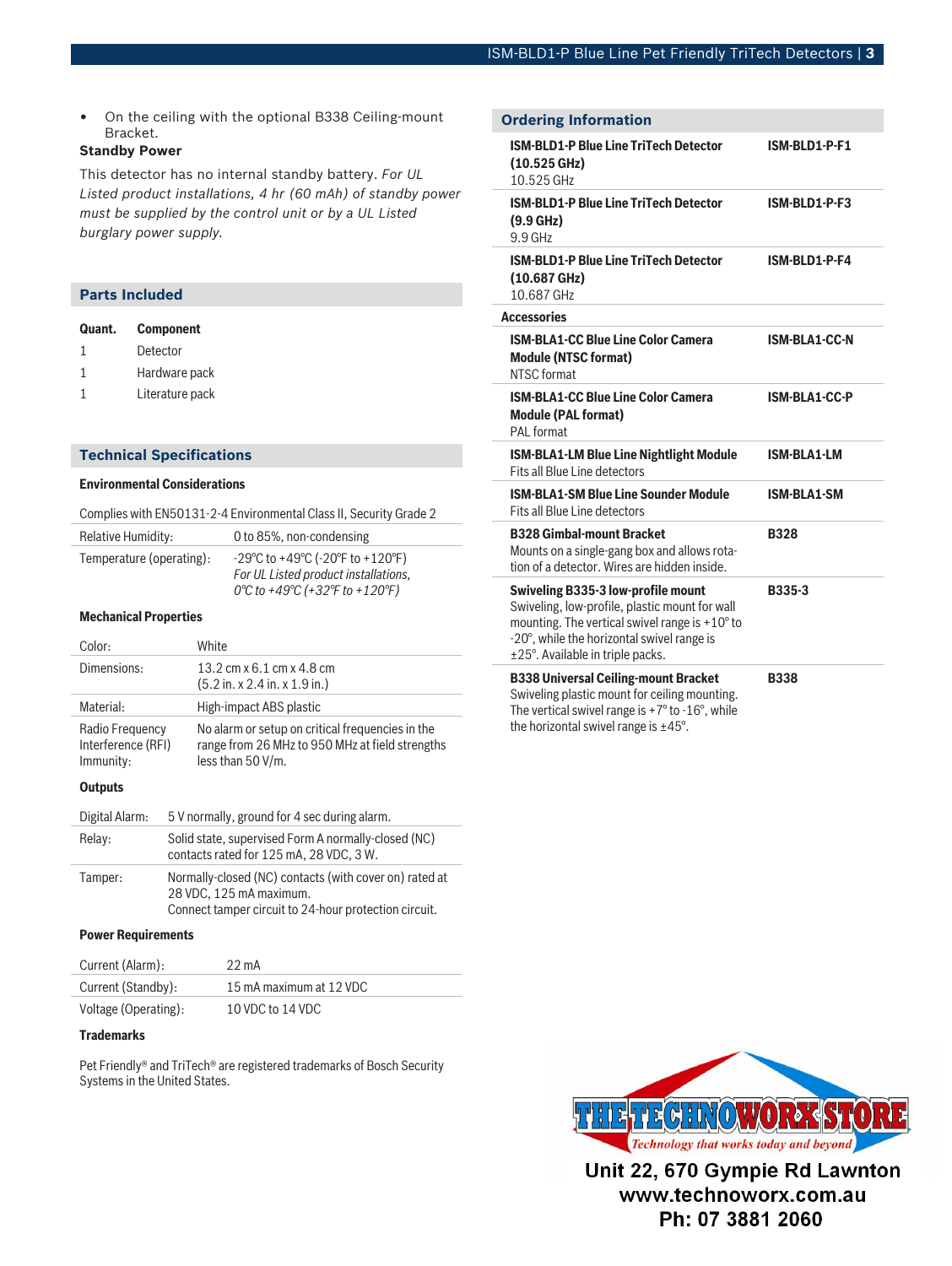- On the ceiling with the optional B338 Ceiling-mount Bracket.

**Standby Power**

This detector has no internal standby battery. *For UL Listed product installations, 4 hr (60 mAh) of standby power must be supplied by the control unit or by a UL Listed burglary power supply.*

## Parts Included

| Quant. | Component |
| --- | --- |
| 1 | Detector |
| 1 | Hardware pack |
| 1 | Literature pack |

## Technical Specifications

### Environmental Considerations

Complies with EN50131-2-4 Environmental Class II, Security Grade 2

| | |
| --- | --- |
| Relative Humidity: | 0 to 85%, non-condensing |
| Temperature (operating): | -29°C to +49°C (-20°F to +120°F) *For UL Listed product installations, 0°C to +49°C (+32°F to +120°F)* |

### Mechanical Properties

| | |
| --- | --- |
| Color: | White |
| Dimensions: | 13.2 cm x 6.1 cm x 4.8 cm (5.2 in. x 2.4 in. x 1.9 in.) |
| Material: | High-impact ABS plastic |
| Radio Frequency Interference (RFI) Immunity: | No alarm or setup on critical frequencies in the range from 26 MHz to 950 MHz at field strengths less than 50 V/m. |

### Outputs

| | |
| --- | --- |
| Digital Alarm: | 5 V normally, ground for 4 sec during alarm. |
| Relay: | Solid state, supervised Form A normally-closed (NC) contacts rated for 125 mA, 28 VDC, 3 W. |
| Tamper: | Normally-closed (NC) contacts (with cover on) rated at 28 VDC, 125 mA maximum. Connect tamper circuit to 24-hour protection circuit. |

### Power Requirements

| | |
| --- | --- |
| Current (Alarm): | 22 mA |
| Current (Standby): | 15 mA maximum at 12 VDC |
| Voltage (Operating): | 10 VDC to 14 VDC |

### Trademarks

Pet Friendly® and TriTech® are registered trademarks of Bosch Security Systems in the United States.

## Ordering Information

| | |
| --- | --- |
| **ISM-BLD1-P Blue Line TriTech Detector (10.525 GHz)** 10.525 GHz | **ISM-BLD1-P-F1** |
| **ISM-BLD1-P Blue Line TriTech Detector (9.9 GHz)** 9.9 GHz | **ISM-BLD1-P-F3** |
| **ISM-BLD1-P Blue Line TriTech Detector (10.687 GHz)** 10.687 GHz | **ISM-BLD1-P-F4** |

**Accessories**

| | |
| --- | --- |
| **ISM-BLA1-CC Blue Line Color Camera Module (NTSC format)** NTSC format | **ISM-BLA1-CC-N** |
| **ISM-BLA1-CC Blue Line Color Camera Module (PAL format)** PAL format | **ISM-BLA1-CC-P** |
| **ISM-BLA1-LM Blue Line Nightlight Module** Fits all Blue Line detectors | **ISM-BLA1-LM** |
| **ISM-BLA1-SM Blue Line Sounder Module** Fits all Blue Line detectors | **ISM-BLA1-SM** |
| **B328 Gimbal-mount Bracket** Mounts on a single-gang box and allows rotation of a detector. Wires are hidden inside. | **B328** |
| **Swiveling B335-3 low-profile mount** Swiveling, low-profile, plastic mount for wall mounting. The vertical swivel range is +10° to -20°, while the horizontal swivel range is ±25°. Available in triple packs. | **B335-3** |
| **B338 Universal Ceiling-mount Bracket** Swiveling plastic mount for ceiling mounting. The vertical swivel range is +7° to -16°, while the horizontal swivel range is ±45°. | **B338** |

THE TECHNOWORX STORE
Technology that works today and beyond
Unit 22, 670 Gympie Rd Lawnton
www.technoworx.com.au
Ph: 07 3881 2060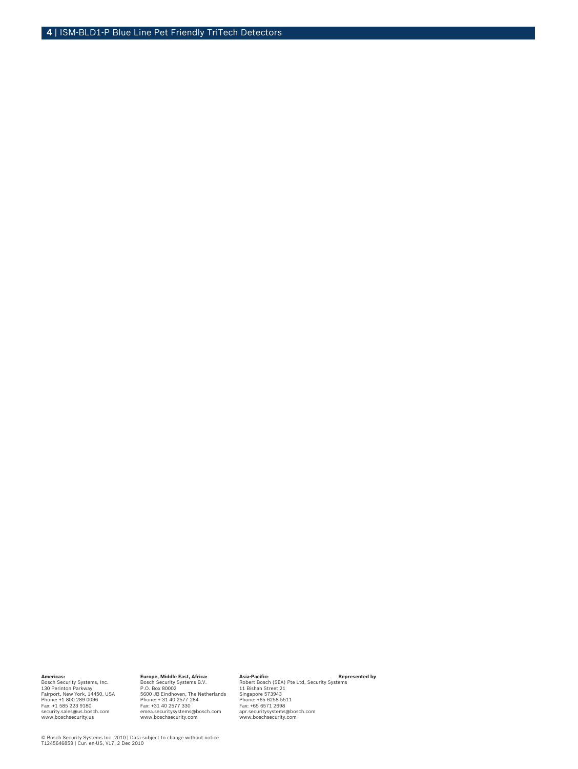**Americas:**
Bosch Security Systems, Inc.
130 Perinton Parkway
Fairport, New York, 14450, USA
Phone: +1 800 289 0096
Fax: +1 585 223 9180
security.sales@us.bosch.com
www.boschsecurity.us

**Europe, Middle East, Africa:**
Bosch Security Systems B.V.
P.O. Box 80002
5600 JB Eindhoven, The Netherlands
Phone: + 31 40 2577 284
Fax: +31 40 2577 330
emea.securitysystems@bosch.com
www.boschsecurity.com

**Asia-Pacific:**
Robert Bosch (SEA) Pte Ltd, Security Systems
11 Bishan Street 21
Singapore 573943
Phone: +65 6258 5511
Fax: +65 6571 2698
apr.securitysystems@bosch.com
www.boschsecurity.com

**Represented by**

© Bosch Security Systems Inc. 2010 | Data subject to change without notice
T1245646859 | Cur: en-US, V17, 2 Dec 2010